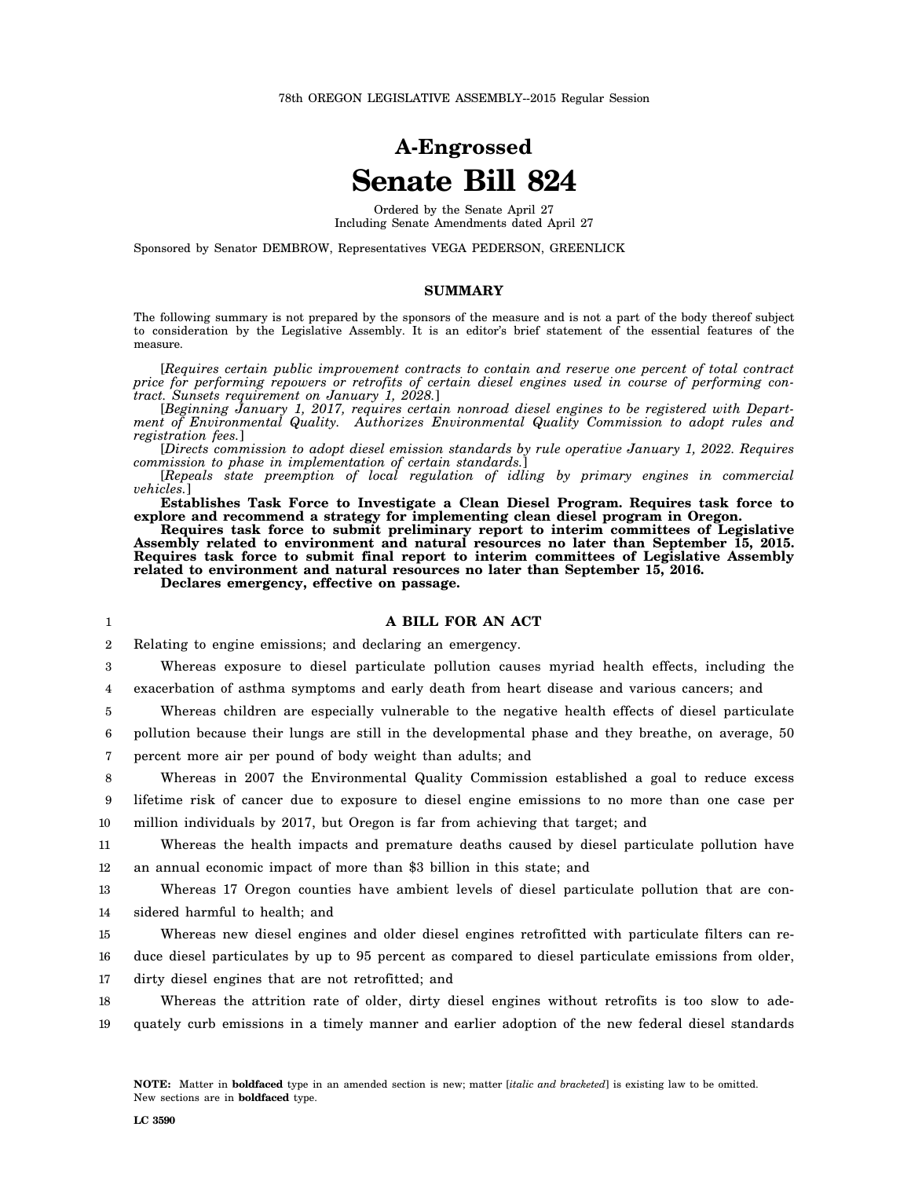78th OREGON LEGISLATIVE ASSEMBLY--2015 Regular Session

# A-Engrossed
# Senate Bill 824

Ordered by the Senate April 27
Including Senate Amendments dated April 27

Sponsored by Senator DEMBROW, Representatives VEGA PEDERSON, GREENLICK

## SUMMARY

The following summary is not prepared by the sponsors of the measure and is not a part of the body thereof subject to consideration by the Legislative Assembly. It is an editor's brief statement of the essential features of the measure.

[*Requires certain public improvement contracts to contain and reserve one percent of total contract price for performing repowers or retrofits of certain diesel engines used in course of performing contract. Sunsets requirement on January 1, 2028.*]

[*Beginning January 1, 2017, requires certain nonroad diesel engines to be registered with Department of Environmental Quality. Authorizes Environmental Quality Commission to adopt rules and registration fees.*]

[*Directs commission to adopt diesel emission standards by rule operative January 1, 2022. Requires commission to phase in implementation of certain standards.*]

[*Repeals state preemption of local regulation of idling by primary engines in commercial vehicles.*]

**Establishes Task Force to Investigate a Clean Diesel Program. Requires task force to explore and recommend a strategy for implementing clean diesel program in Oregon.**

**Requires task force to submit preliminary report to interim committees of Legislative Assembly related to environment and natural resources no later than September 15, 2015. Requires task force to submit final report to interim committees of Legislative Assembly related to environment and natural resources no later than September 15, 2016.**

**Declares emergency, effective on passage.**

### A BILL FOR AN ACT

Relating to engine emissions; and declaring an emergency.

Whereas exposure to diesel particulate pollution causes myriad health effects, including the exacerbation of asthma symptoms and early death from heart disease and various cancers; and

Whereas children are especially vulnerable to the negative health effects of diesel particulate pollution because their lungs are still in the developmental phase and they breathe, on average, 50 percent more air per pound of body weight than adults; and

Whereas in 2007 the Environmental Quality Commission established a goal to reduce excess lifetime risk of cancer due to exposure to diesel engine emissions to no more than one case per million individuals by 2017, but Oregon is far from achieving that target; and

Whereas the health impacts and premature deaths caused by diesel particulate pollution have an annual economic impact of more than $3 billion in this state; and

Whereas 17 Oregon counties have ambient levels of diesel particulate pollution that are considered harmful to health; and

Whereas new diesel engines and older diesel engines retrofitted with particulate filters can reduce diesel particulates by up to 95 percent as compared to diesel particulate emissions from older, dirty diesel engines that are not retrofitted; and

Whereas the attrition rate of older, dirty diesel engines without retrofits is too slow to adequately curb emissions in a timely manner and earlier adoption of the new federal diesel standards

**NOTE:** Matter in **boldfaced** type in an amended section is new; matter [*italic and bracketed*] is existing law to be omitted. New sections are in **boldfaced** type.

LC 3590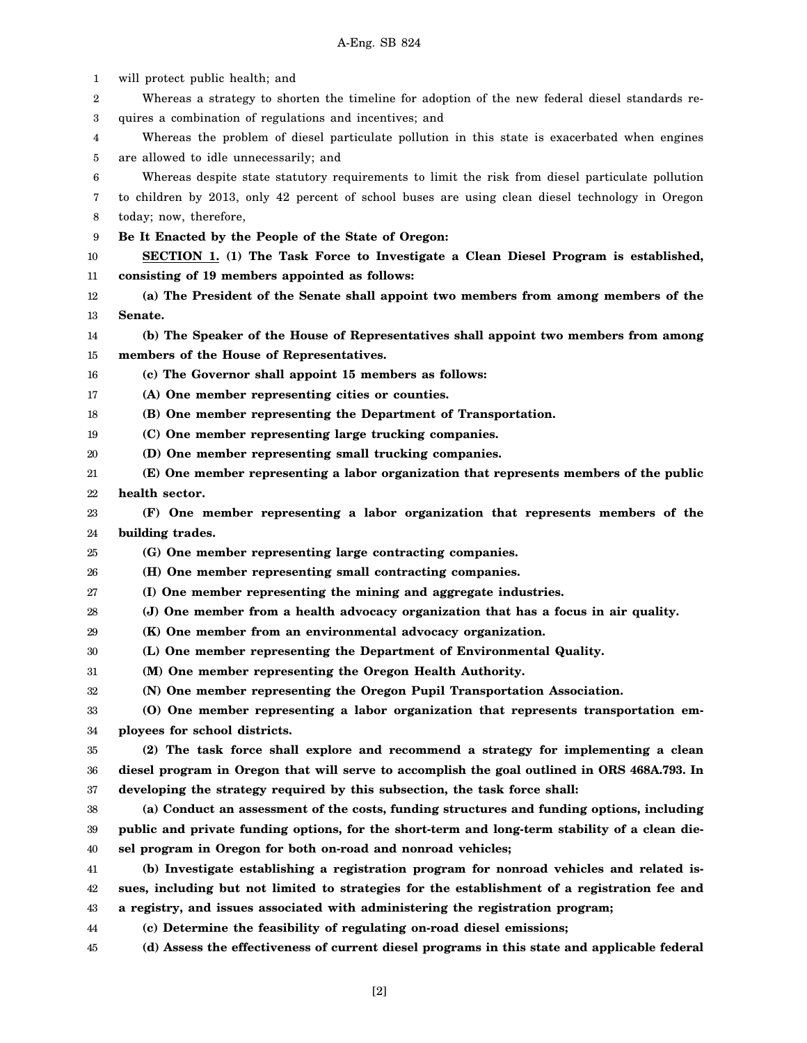will protect public health; and

Whereas a strategy to shorten the timeline for adoption of the new federal diesel standards requires a combination of regulations and incentives; and

Whereas the problem of diesel particulate pollution in this state is exacerbated when engines are allowed to idle unnecessarily; and

Whereas despite state statutory requirements to limit the risk from diesel particulate pollution to children by 2013, only 42 percent of school buses are using clean diesel technology in Oregon today; now, therefore,

**Be It Enacted by the People of the State of Oregon:**

**SECTION 1. (1) The Task Force to Investigate a Clean Diesel Program is established, consisting of 19 members appointed as follows:**

**(a) The President of the Senate shall appoint two members from among members of the Senate.**

**(b) The Speaker of the House of Representatives shall appoint two members from among members of the House of Representatives.**

**(c) The Governor shall appoint 15 members as follows:**

**(A) One member representing cities or counties.**

**(B) One member representing the Department of Transportation.**

**(C) One member representing large trucking companies.**

**(D) One member representing small trucking companies.**

**(E) One member representing a labor organization that represents members of the public health sector.**

**(F) One member representing a labor organization that represents members of the building trades.**

**(G) One member representing large contracting companies.**

**(H) One member representing small contracting companies.**

**(I) One member representing the mining and aggregate industries.**

**(J) One member from a health advocacy organization that has a focus in air quality.**

**(K) One member from an environmental advocacy organization.**

**(L) One member representing the Department of Environmental Quality.**

**(M) One member representing the Oregon Health Authority.**

**(N) One member representing the Oregon Pupil Transportation Association.**

**(O) One member representing a labor organization that represents transportation employees for school districts.**

**(2) The task force shall explore and recommend a strategy for implementing a clean diesel program in Oregon that will serve to accomplish the goal outlined in ORS 468A.793. In developing the strategy required by this subsection, the task force shall:**

**(a) Conduct an assessment of the costs, funding structures and funding options, including public and private funding options, for the short-term and long-term stability of a clean diesel program in Oregon for both on-road and nonroad vehicles;**

**(b) Investigate establishing a registration program for nonroad vehicles and related issues, including but not limited to strategies for the establishment of a registration fee and a registry, and issues associated with administering the registration program;**

**(c) Determine the feasibility of regulating on-road diesel emissions;**

**(d) Assess the effectiveness of current diesel programs in this state and applicable federal**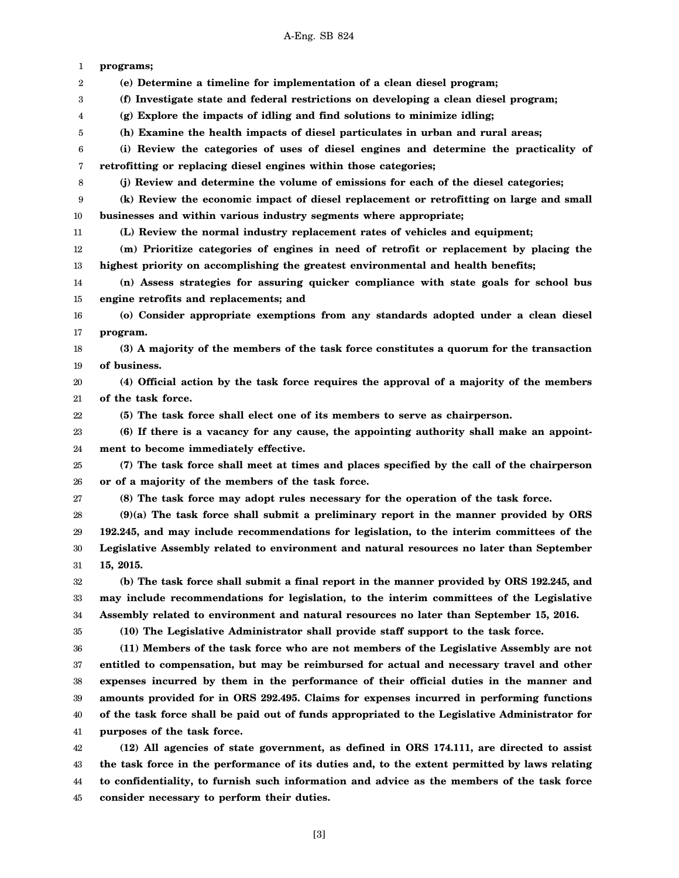**programs;**

**(e) Determine a timeline for implementation of a clean diesel program;**

**(f) Investigate state and federal restrictions on developing a clean diesel program;**

**(g) Explore the impacts of idling and find solutions to minimize idling;**

**(h) Examine the health impacts of diesel particulates in urban and rural areas;**

**(i) Review the categories of uses of diesel engines and determine the practicality of retrofitting or replacing diesel engines within those categories;**

**(j) Review and determine the volume of emissions for each of the diesel categories;**

**(k) Review the economic impact of diesel replacement or retrofitting on large and small businesses and within various industry segments where appropriate;**

**(L) Review the normal industry replacement rates of vehicles and equipment;**

**(m) Prioritize categories of engines in need of retrofit or replacement by placing the highest priority on accomplishing the greatest environmental and health benefits;**

**(n) Assess strategies for assuring quicker compliance with state goals for school bus engine retrofits and replacements; and**

**(o) Consider appropriate exemptions from any standards adopted under a clean diesel program.**

**(3) A majority of the members of the task force constitutes a quorum for the transaction of business.**

**(4) Official action by the task force requires the approval of a majority of the members of the task force.**

**(5) The task force shall elect one of its members to serve as chairperson.**

**(6) If there is a vacancy for any cause, the appointing authority shall make an appointment to become immediately effective.**

**(7) The task force shall meet at times and places specified by the call of the chairperson or of a majority of the members of the task force.**

**(8) The task force may adopt rules necessary for the operation of the task force.**

**(9)(a) The task force shall submit a preliminary report in the manner provided by ORS 192.245, and may include recommendations for legislation, to the interim committees of the Legislative Assembly related to environment and natural resources no later than September 15, 2015.**

**(b) The task force shall submit a final report in the manner provided by ORS 192.245, and may include recommendations for legislation, to the interim committees of the Legislative Assembly related to environment and natural resources no later than September 15, 2016.**

**(10) The Legislative Administrator shall provide staff support to the task force.**

**(11) Members of the task force who are not members of the Legislative Assembly are not entitled to compensation, but may be reimbursed for actual and necessary travel and other expenses incurred by them in the performance of their official duties in the manner and amounts provided for in ORS 292.495. Claims for expenses incurred in performing functions of the task force shall be paid out of funds appropriated to the Legislative Administrator for purposes of the task force.**

**(12) All agencies of state government, as defined in ORS 174.111, are directed to assist the task force in the performance of its duties and, to the extent permitted by laws relating to confidentiality, to furnish such information and advice as the members of the task force consider necessary to perform their duties.**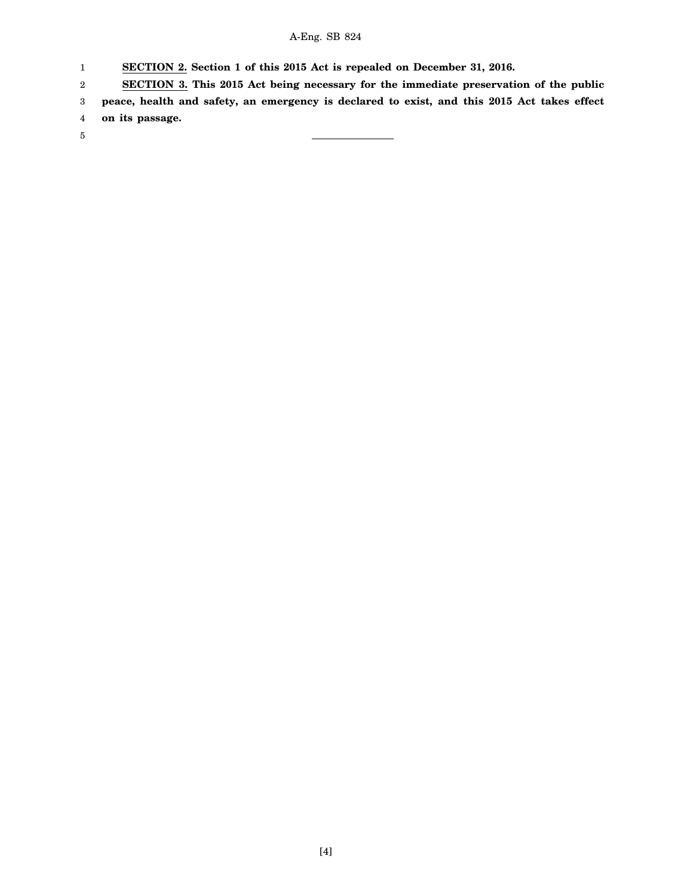**SECTION 2. Section 1 of this 2015 Act is repealed on December 31, 2016.**

**SECTION 3. This 2015 Act being necessary for the immediate preservation of the public peace, health and safety, an emergency is declared to exist, and this 2015 Act takes effect on its passage.**